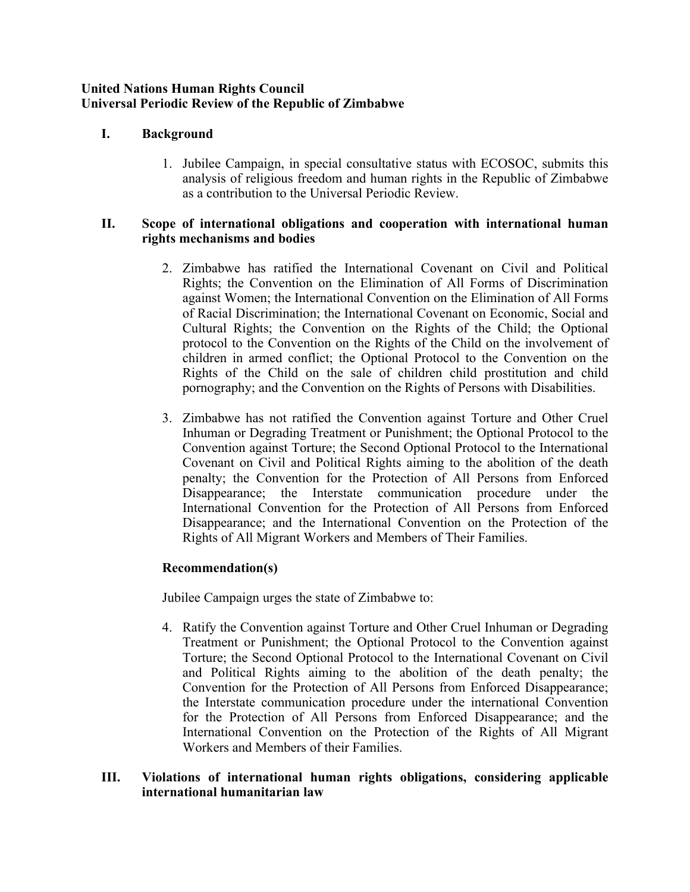**United Nations Human Rights Council**
**Universal Periodic Review of the Republic of Zimbabwe**

## I. Background

1. Jubilee Campaign, in special consultative status with ECOSOC, submits this analysis of religious freedom and human rights in the Republic of Zimbabwe as a contribution to the Universal Periodic Review.

## II. Scope of international obligations and cooperation with international human rights mechanisms and bodies

2. Zimbabwe has ratified the International Covenant on Civil and Political Rights; the Convention on the Elimination of All Forms of Discrimination against Women; the International Convention on the Elimination of All Forms of Racial Discrimination; the International Covenant on Economic, Social and Cultural Rights; the Convention on the Rights of the Child; the Optional protocol to the Convention on the Rights of the Child on the involvement of children in armed conflict; the Optional Protocol to the Convention on the Rights of the Child on the sale of children child prostitution and child pornography; and the Convention on the Rights of Persons with Disabilities.

3. Zimbabwe has not ratified the Convention against Torture and Other Cruel Inhuman or Degrading Treatment or Punishment; the Optional Protocol to the Convention against Torture; the Second Optional Protocol to the International Covenant on Civil and Political Rights aiming to the abolition of the death penalty; the Convention for the Protection of All Persons from Enforced Disappearance; the Interstate communication procedure under the International Convention for the Protection of All Persons from Enforced Disappearance; and the International Convention on the Protection of the Rights of All Migrant Workers and Members of Their Families.

**Recommendation(s)**

Jubilee Campaign urges the state of Zimbabwe to:

4. Ratify the Convention against Torture and Other Cruel Inhuman or Degrading Treatment or Punishment; the Optional Protocol to the Convention against Torture; the Second Optional Protocol to the International Covenant on Civil and Political Rights aiming to the abolition of the death penalty; the Convention for the Protection of All Persons from Enforced Disappearance; the Interstate communication procedure under the international Convention for the Protection of All Persons from Enforced Disappearance; and the International Convention on the Protection of the Rights of All Migrant Workers and Members of their Families.

## III. Violations of international human rights obligations, considering applicable international humanitarian law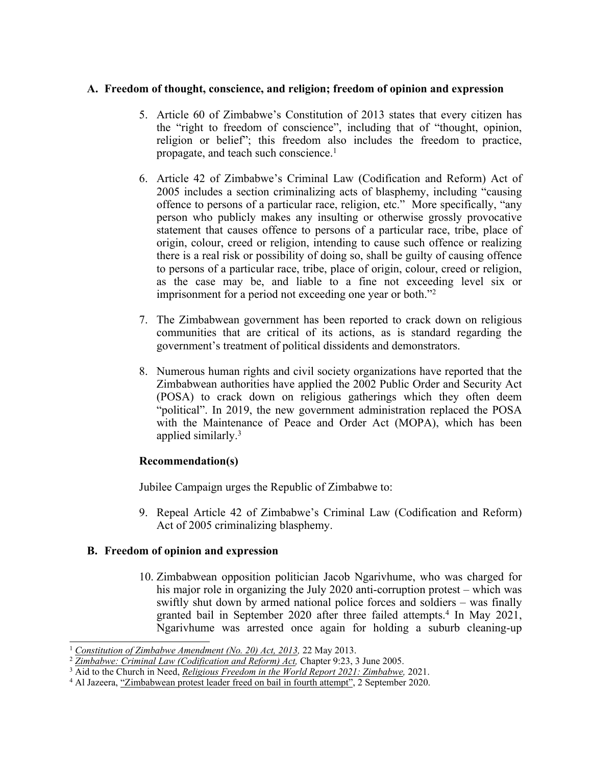## A. Freedom of thought, conscience, and religion; freedom of opinion and expression

5. Article 60 of Zimbabwe's Constitution of 2013 states that every citizen has the "right to freedom of conscience", including that of "thought, opinion, religion or belief"; this freedom also includes the freedom to practice, propagate, and teach such conscience.[1]

6. Article 42 of Zimbabwe's Criminal Law (Codification and Reform) Act of 2005 includes a section criminalizing acts of blasphemy, including "causing offence to persons of a particular race, religion, etc." More specifically, "any person who publicly makes any insulting or otherwise grossly provocative statement that causes offence to persons of a particular race, tribe, place of origin, colour, creed or religion, intending to cause such offence or realizing there is a real risk or possibility of doing so, shall be guilty of causing offence to persons of a particular race, tribe, place of origin, colour, creed or religion, as the case may be, and liable to a fine not exceeding level six or imprisonment for a period not exceeding one year or both."[2]

7. The Zimbabwean government has been reported to crack down on religious communities that are critical of its actions, as is standard regarding the government's treatment of political dissidents and demonstrators.

8. Numerous human rights and civil society organizations have reported that the Zimbabwean authorities have applied the 2002 Public Order and Security Act (POSA) to crack down on religious gatherings which they often deem "political". In 2019, the new government administration replaced the POSA with the Maintenance of Peace and Order Act (MOPA), which has been applied similarly.[3]

### Recommendation(s)

Jubilee Campaign urges the Republic of Zimbabwe to:

9. Repeal Article 42 of Zimbabwe's Criminal Law (Codification and Reform) Act of 2005 criminalizing blasphemy.

## B. Freedom of opinion and expression

10. Zimbabwean opposition politician Jacob Ngarivhume, who was charged for his major role in organizing the July 2020 anti-corruption protest – which was swiftly shut down by armed national police forces and soldiers – was finally granted bail in September 2020 after three failed attempts.[4] In May 2021, Ngarivhume was arrested once again for holding a suburb cleaning-up

---

[1] *Constitution of Zimbabwe Amendment (No. 20) Act, 2013,* 22 May 2013.

[2] *Zimbabwe: Criminal Law (Codification and Reform) Act,* Chapter 9:23, 3 June 2005.

[3] Aid to the Church in Need, *Religious Freedom in the World Report 2021: Zimbabwe,* 2021.

[4] Al Jazeera, "Zimbabwean protest leader freed on bail in fourth attempt", 2 September 2020.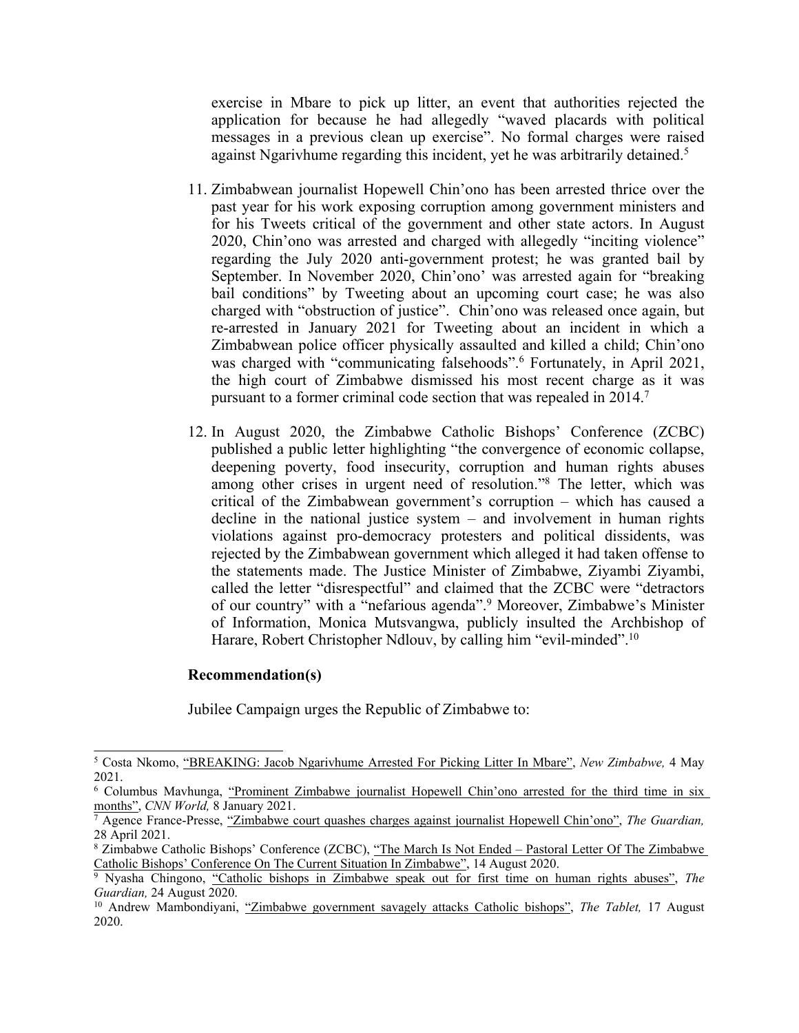exercise in Mbare to pick up litter, an event that authorities rejected the application for because he had allegedly "waved placards with political messages in a previous clean up exercise". No formal charges were raised against Ngarivhume regarding this incident, yet he was arbitrarily detained.[5]

11. Zimbabwean journalist Hopewell Chin'ono has been arrested thrice over the past year for his work exposing corruption among government ministers and for his Tweets critical of the government and other state actors. In August 2020, Chin'ono was arrested and charged with allegedly "inciting violence" regarding the July 2020 anti-government protest; he was granted bail by September. In November 2020, Chin'ono' was arrested again for "breaking bail conditions" by Tweeting about an upcoming court case; he was also charged with "obstruction of justice". Chin'ono was released once again, but re-arrested in January 2021 for Tweeting about an incident in which a Zimbabwean police officer physically assaulted and killed a child; Chin'ono was charged with "communicating falsehoods".[6] Fortunately, in April 2021, the high court of Zimbabwe dismissed his most recent charge as it was pursuant to a former criminal code section that was repealed in 2014.[7]

12. In August 2020, the Zimbabwe Catholic Bishops' Conference (ZCBC) published a public letter highlighting "the convergence of economic collapse, deepening poverty, food insecurity, corruption and human rights abuses among other crises in urgent need of resolution."[8] The letter, which was critical of the Zimbabwean government's corruption – which has caused a decline in the national justice system – and involvement in human rights violations against pro-democracy protesters and political dissidents, was rejected by the Zimbabwean government which alleged it had taken offense to the statements made. The Justice Minister of Zimbabwe, Ziyambi Ziyambi, called the letter "disrespectful" and claimed that the ZCBC were "detractors of our country" with a "nefarious agenda".[9] Moreover, Zimbabwe's Minister of Information, Monica Mutsvangwa, publicly insulted the Archbishop of Harare, Robert Christopher Ndlouv, by calling him "evil-minded".[10]

**Recommendation(s)**

Jubilee Campaign urges the Republic of Zimbabwe to:

---

[5] Costa Nkomo, "BREAKING: Jacob Ngarivhume Arrested For Picking Litter In Mbare", *New Zimbabwe,* 4 May 2021.

[6] Columbus Mavhunga, "Prominent Zimbabwe journalist Hopewell Chin'ono arrested for the third time in six months", *CNN World,* 8 January 2021.

[7] Agence France-Presse, "Zimbabwe court quashes charges against journalist Hopewell Chin'ono", *The Guardian,* 28 April 2021.

[8] Zimbabwe Catholic Bishops' Conference (ZCBC), "The March Is Not Ended – Pastoral Letter Of The Zimbabwe Catholic Bishops' Conference On The Current Situation In Zimbabwe", 14 August 2020.

[9] Nyasha Chingono, "Catholic bishops in Zimbabwe speak out for first time on human rights abuses", *The Guardian,* 24 August 2020.

[10] Andrew Mambondiyani, "Zimbabwe government savagely attacks Catholic bishops", *The Tablet,* 17 August 2020.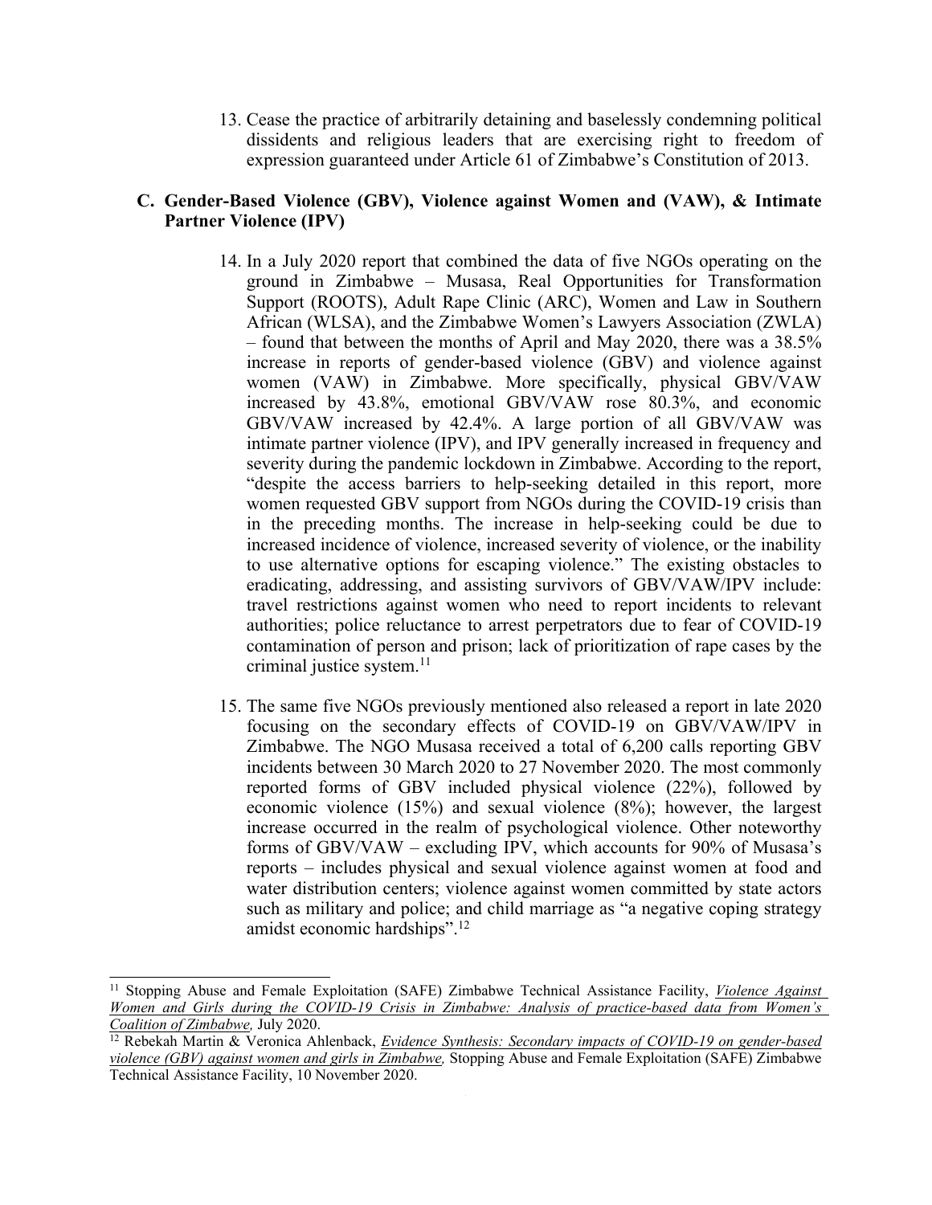13. Cease the practice of arbitrarily detaining and baselessly condemning political dissidents and religious leaders that are exercising right to freedom of expression guaranteed under Article 61 of Zimbabwe's Constitution of 2013.

## C. Gender-Based Violence (GBV), Violence against Women and (VAW), & Intimate Partner Violence (IPV)

14. In a July 2020 report that combined the data of five NGOs operating on the ground in Zimbabwe – Musasa, Real Opportunities for Transformation Support (ROOTS), Adult Rape Clinic (ARC), Women and Law in Southern African (WLSA), and the Zimbabwe Women's Lawyers Association (ZWLA) – found that between the months of April and May 2020, there was a 38.5% increase in reports of gender-based violence (GBV) and violence against women (VAW) in Zimbabwe. More specifically, physical GBV/VAW increased by 43.8%, emotional GBV/VAW rose 80.3%, and economic GBV/VAW increased by 42.4%. A large portion of all GBV/VAW was intimate partner violence (IPV), and IPV generally increased in frequency and severity during the pandemic lockdown in Zimbabwe. According to the report, "despite the access barriers to help-seeking detailed in this report, more women requested GBV support from NGOs during the COVID-19 crisis than in the preceding months. The increase in help-seeking could be due to increased incidence of violence, increased severity of violence, or the inability to use alternative options for escaping violence." The existing obstacles to eradicating, addressing, and assisting survivors of GBV/VAW/IPV include: travel restrictions against women who need to report incidents to relevant authorities; police reluctance to arrest perpetrators due to fear of COVID-19 contamination of person and prison; lack of prioritization of rape cases by the criminal justice system.[11]

15. The same five NGOs previously mentioned also released a report in late 2020 focusing on the secondary effects of COVID-19 on GBV/VAW/IPV in Zimbabwe. The NGO Musasa received a total of 6,200 calls reporting GBV incidents between 30 March 2020 to 27 November 2020. The most commonly reported forms of GBV included physical violence (22%), followed by economic violence (15%) and sexual violence (8%); however, the largest increase occurred in the realm of psychological violence. Other noteworthy forms of GBV/VAW – excluding IPV, which accounts for 90% of Musasa's reports – includes physical and sexual violence against women at food and water distribution centers; violence against women committed by state actors such as military and police; and child marriage as "a negative coping strategy amidst economic hardships".[12]

---

[11] Stopping Abuse and Female Exploitation (SAFE) Zimbabwe Technical Assistance Facility, *Violence Against Women and Girls during the COVID-19 Crisis in Zimbabwe: Analysis of practice-based data from Women's Coalition of Zimbabwe,* July 2020.

[12] Rebekah Martin & Veronica Ahlenback, *Evidence Synthesis: Secondary impacts of COVID-19 on gender-based violence (GBV) against women and girls in Zimbabwe,* Stopping Abuse and Female Exploitation (SAFE) Zimbabwe Technical Assistance Facility, 10 November 2020.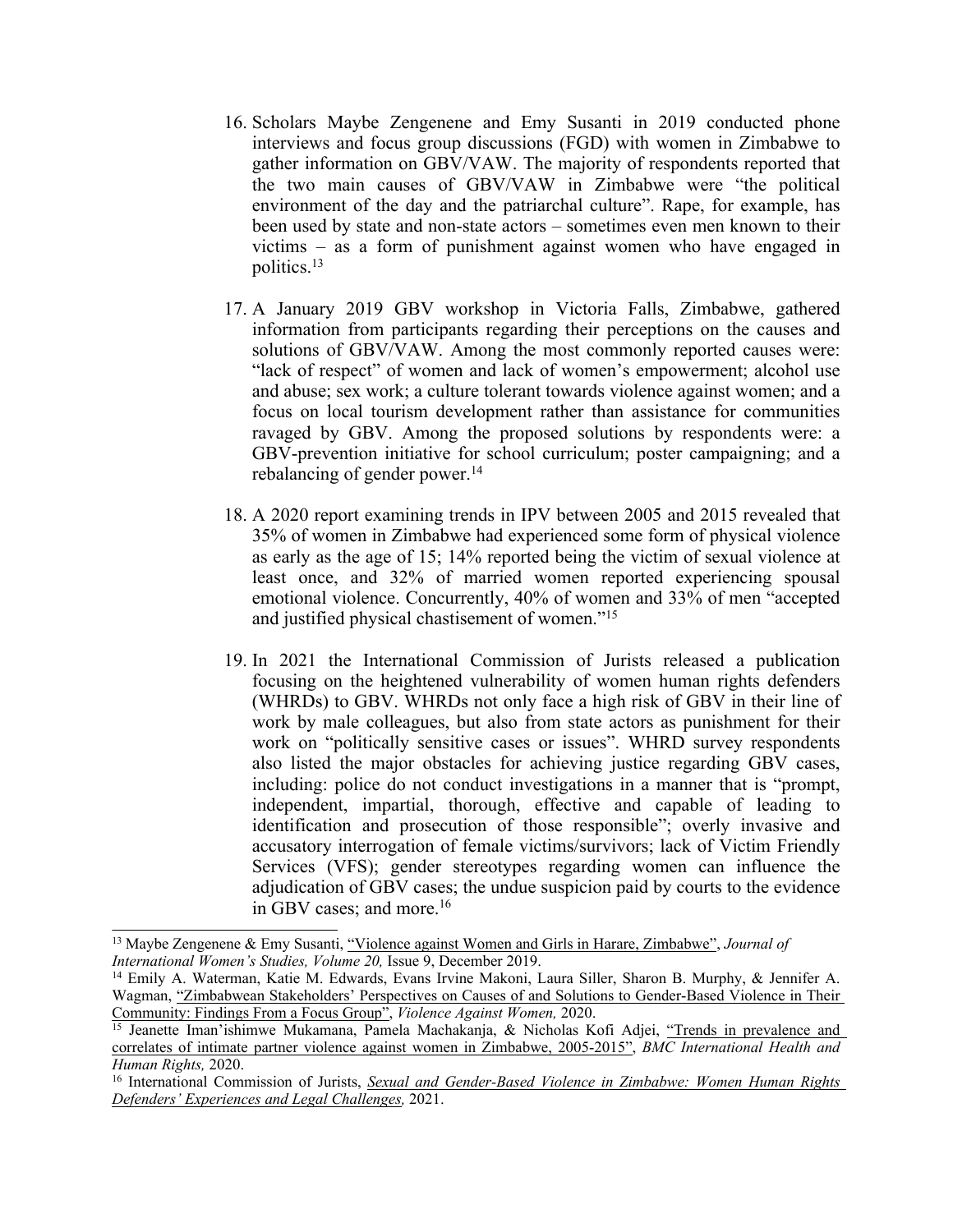16. Scholars Maybe Zengenene and Emy Susanti in 2019 conducted phone interviews and focus group discussions (FGD) with women in Zimbabwe to gather information on GBV/VAW. The majority of respondents reported that the two main causes of GBV/VAW in Zimbabwe were "the political environment of the day and the patriarchal culture". Rape, for example, has been used by state and non-state actors – sometimes even men known to their victims – as a form of punishment against women who have engaged in politics.[13]

17. A January 2019 GBV workshop in Victoria Falls, Zimbabwe, gathered information from participants regarding their perceptions on the causes and solutions of GBV/VAW. Among the most commonly reported causes were: "lack of respect" of women and lack of women's empowerment; alcohol use and abuse; sex work; a culture tolerant towards violence against women; and a focus on local tourism development rather than assistance for communities ravaged by GBV. Among the proposed solutions by respondents were: a GBV-prevention initiative for school curriculum; poster campaigning; and a rebalancing of gender power.[14]

18. A 2020 report examining trends in IPV between 2005 and 2015 revealed that 35% of women in Zimbabwe had experienced some form of physical violence as early as the age of 15; 14% reported being the victim of sexual violence at least once, and 32% of married women reported experiencing spousal emotional violence. Concurrently, 40% of women and 33% of men "accepted and justified physical chastisement of women."[15]

19. In 2021 the International Commission of Jurists released a publication focusing on the heightened vulnerability of women human rights defenders (WHRDs) to GBV. WHRDs not only face a high risk of GBV in their line of work by male colleagues, but also from state actors as punishment for their work on "politically sensitive cases or issues". WHRD survey respondents also listed the major obstacles for achieving justice regarding GBV cases, including: police do not conduct investigations in a manner that is "prompt, independent, impartial, thorough, effective and capable of leading to identification and prosecution of those responsible"; overly invasive and accusatory interrogation of female victims/survivors; lack of Victim Friendly Services (VFS); gender stereotypes regarding women can influence the adjudication of GBV cases; the undue suspicion paid by courts to the evidence in GBV cases; and more.[16]

---

[13] Maybe Zengenene & Emy Susanti, "Violence against Women and Girls in Harare, Zimbabwe", *Journal of International Women's Studies, Volume 20,* Issue 9, December 2019.

[14] Emily A. Waterman, Katie M. Edwards, Evans Irvine Makoni, Laura Siller, Sharon B. Murphy, & Jennifer A. Wagman, "Zimbabwean Stakeholders' Perspectives on Causes of and Solutions to Gender-Based Violence in Their Community: Findings From a Focus Group", *Violence Against Women,* 2020.

[15] Jeanette Iman'ishimwe Mukamana, Pamela Machakanja, & Nicholas Kofi Adjei, "Trends in prevalence and correlates of intimate partner violence against women in Zimbabwe, 2005-2015", *BMC International Health and Human Rights,* 2020.

[16] International Commission of Jurists, *Sexual and Gender-Based Violence in Zimbabwe: Women Human Rights Defenders' Experiences and Legal Challenges,* 2021.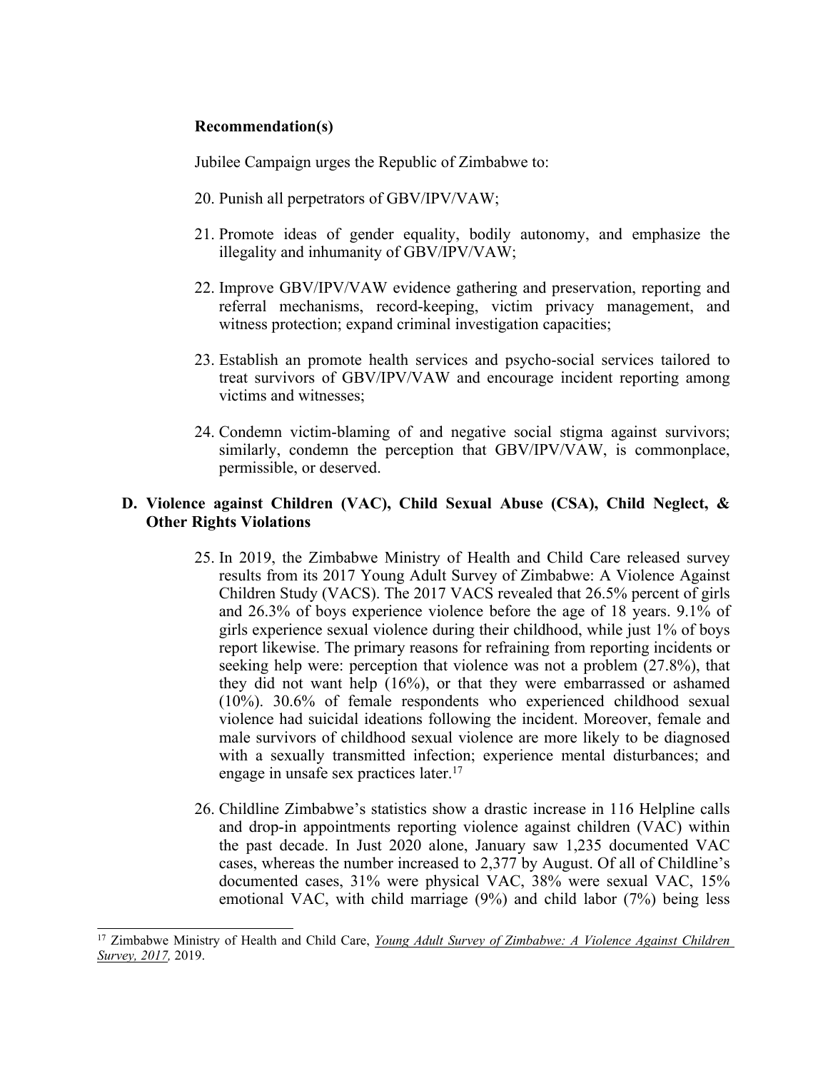**Recommendation(s)**

Jubilee Campaign urges the Republic of Zimbabwe to:

20. Punish all perpetrators of GBV/IPV/VAW;

21. Promote ideas of gender equality, bodily autonomy, and emphasize the illegality and inhumanity of GBV/IPV/VAW;

22. Improve GBV/IPV/VAW evidence gathering and preservation, reporting and referral mechanisms, record-keeping, victim privacy management, and witness protection; expand criminal investigation capacities;

23. Establish an promote health services and psycho-social services tailored to treat survivors of GBV/IPV/VAW and encourage incident reporting among victims and witnesses;

24. Condemn victim-blaming of and negative social stigma against survivors; similarly, condemn the perception that GBV/IPV/VAW, is commonplace, permissible, or deserved.

## D. Violence against Children (VAC), Child Sexual Abuse (CSA), Child Neglect, & Other Rights Violations

25. In 2019, the Zimbabwe Ministry of Health and Child Care released survey results from its 2017 Young Adult Survey of Zimbabwe: A Violence Against Children Study (VACS). The 2017 VACS revealed that 26.5% percent of girls and 26.3% of boys experience violence before the age of 18 years. 9.1% of girls experience sexual violence during their childhood, while just 1% of boys report likewise. The primary reasons for refraining from reporting incidents or seeking help were: perception that violence was not a problem (27.8%), that they did not want help (16%), or that they were embarrassed or ashamed (10%). 30.6% of female respondents who experienced childhood sexual violence had suicidal ideations following the incident. Moreover, female and male survivors of childhood sexual violence are more likely to be diagnosed with a sexually transmitted infection; experience mental disturbances; and engage in unsafe sex practices later.[17]

26. Childline Zimbabwe's statistics show a drastic increase in 116 Helpline calls and drop-in appointments reporting violence against children (VAC) within the past decade. In Just 2020 alone, January saw 1,235 documented VAC cases, whereas the number increased to 2,377 by August. Of all of Childline's documented cases, 31% were physical VAC, 38% were sexual VAC, 15% emotional VAC, with child marriage (9%) and child labor (7%) being less

---

[17] Zimbabwe Ministry of Health and Child Care, *Young Adult Survey of Zimbabwe: A Violence Against Children Survey, 2017*, 2019.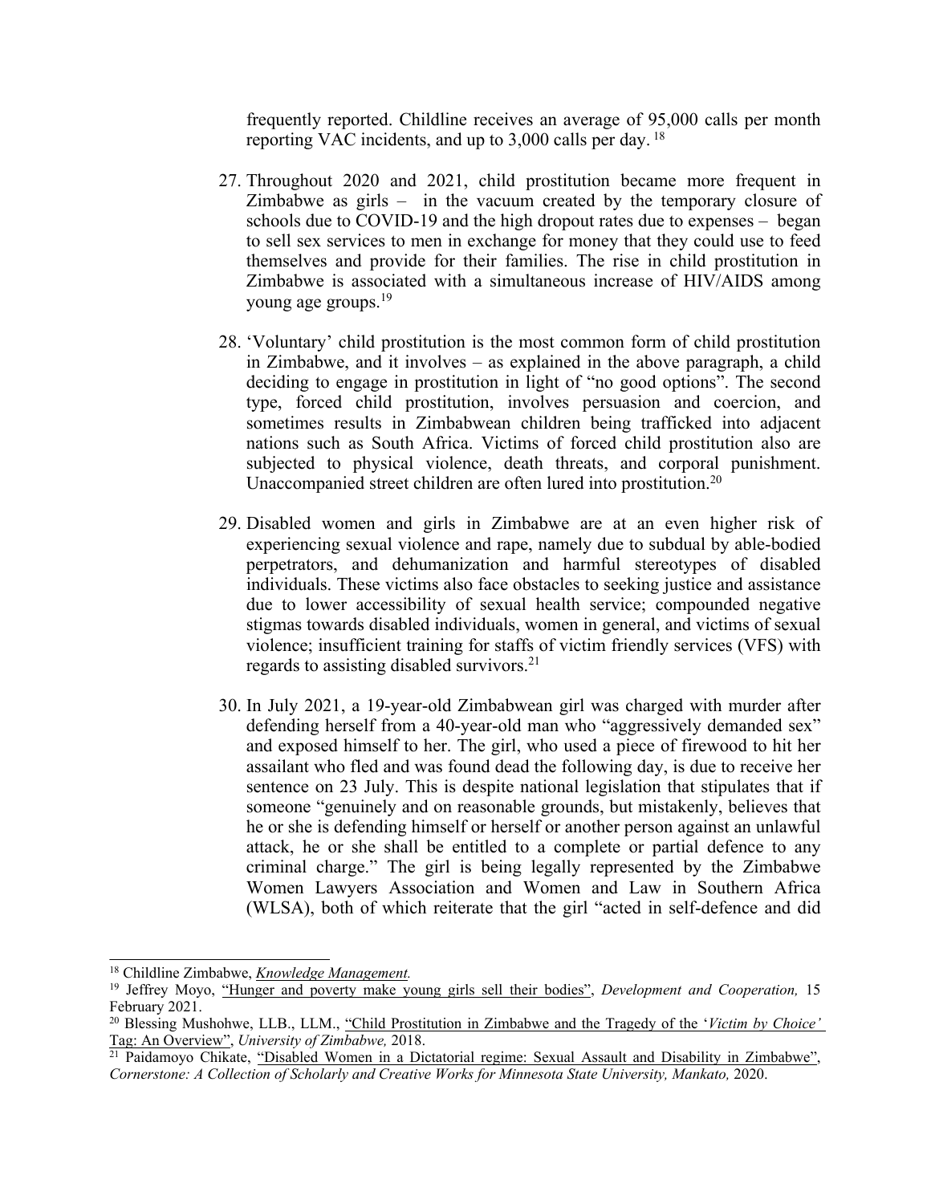frequently reported. Childline receives an average of 95,000 calls per month reporting VAC incidents, and up to 3,000 calls per day. [18]

27. Throughout 2020 and 2021, child prostitution became more frequent in Zimbabwe as girls – in the vacuum created by the temporary closure of schools due to COVID-19 and the high dropout rates due to expenses – began to sell sex services to men in exchange for money that they could use to feed themselves and provide for their families. The rise in child prostitution in Zimbabwe is associated with a simultaneous increase of HIV/AIDS among young age groups.[19]

28. 'Voluntary' child prostitution is the most common form of child prostitution in Zimbabwe, and it involves – as explained in the above paragraph, a child deciding to engage in prostitution in light of "no good options". The second type, forced child prostitution, involves persuasion and coercion, and sometimes results in Zimbabwean children being trafficked into adjacent nations such as South Africa. Victims of forced child prostitution also are subjected to physical violence, death threats, and corporal punishment. Unaccompanied street children are often lured into prostitution.[20]

29. Disabled women and girls in Zimbabwe are at an even higher risk of experiencing sexual violence and rape, namely due to subdual by able-bodied perpetrators, and dehumanization and harmful stereotypes of disabled individuals. These victims also face obstacles to seeking justice and assistance due to lower accessibility of sexual health service; compounded negative stigmas towards disabled individuals, women in general, and victims of sexual violence; insufficient training for staffs of victim friendly services (VFS) with regards to assisting disabled survivors.[21]

30. In July 2021, a 19-year-old Zimbabwean girl was charged with murder after defending herself from a 40-year-old man who "aggressively demanded sex" and exposed himself to her. The girl, who used a piece of firewood to hit her assailant who fled and was found dead the following day, is due to receive her sentence on 23 July. This is despite national legislation that stipulates that if someone "genuinely and on reasonable grounds, but mistakenly, believes that he or she is defending himself or herself or another person against an unlawful attack, he or she shall be entitled to a complete or partial defence to any criminal charge." The girl is being legally represented by the Zimbabwe Women Lawyers Association and Women and Law in Southern Africa (WLSA), both of which reiterate that the girl "acted in self-defence and did

---

[18] Childline Zimbabwe, *Knowledge Management.*

[19] Jeffrey Moyo, "Hunger and poverty make young girls sell their bodies", *Development and Cooperation,* 15 February 2021.

[20] Blessing Mushohwe, LLB., LLM., "Child Prostitution in Zimbabwe and the Tragedy of the '*Victim by Choice'* Tag: An Overview", *University of Zimbabwe,* 2018.

[21] Paidamoyo Chikate, "Disabled Women in a Dictatorial regime: Sexual Assault and Disability in Zimbabwe", *Cornerstone: A Collection of Scholarly and Creative Works for Minnesota State University, Mankato,* 2020.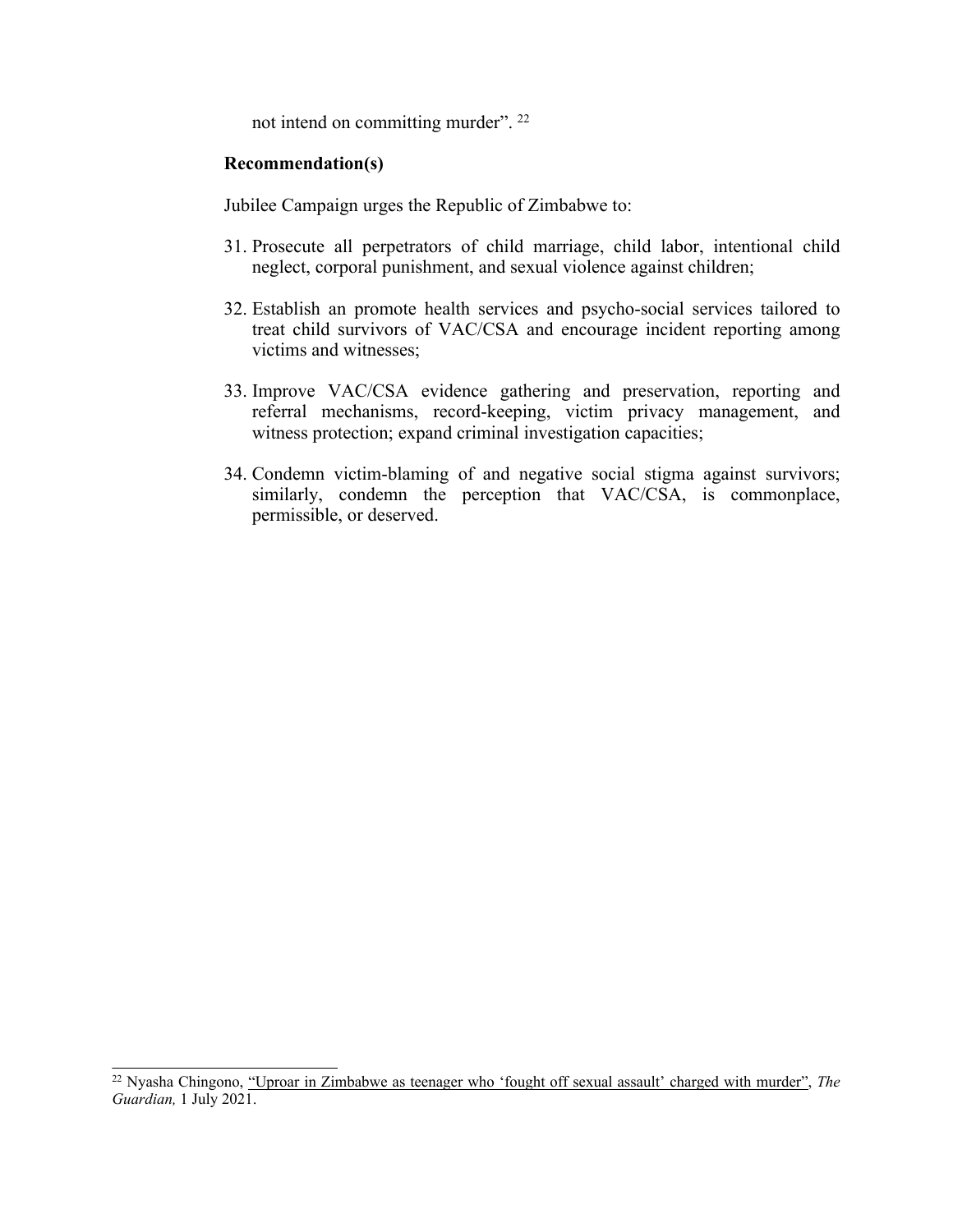not intend on committing murder”. [22]

**Recommendation(s)**

Jubilee Campaign urges the Republic of Zimbabwe to:

31. Prosecute all perpetrators of child marriage, child labor, intentional child neglect, corporal punishment, and sexual violence against children;

32. Establish an promote health services and psycho-social services tailored to treat child survivors of VAC/CSA and encourage incident reporting among victims and witnesses;

33. Improve VAC/CSA evidence gathering and preservation, reporting and referral mechanisms, record-keeping, victim privacy management, and witness protection; expand criminal investigation capacities;

34. Condemn victim-blaming of and negative social stigma against survivors; similarly, condemn the perception that VAC/CSA, is commonplace, permissible, or deserved.

---

[22] Nyasha Chingono, “Uproar in Zimbabwe as teenager who ‘fought off sexual assault’ charged with murder”, *The Guardian,* 1 July 2021.